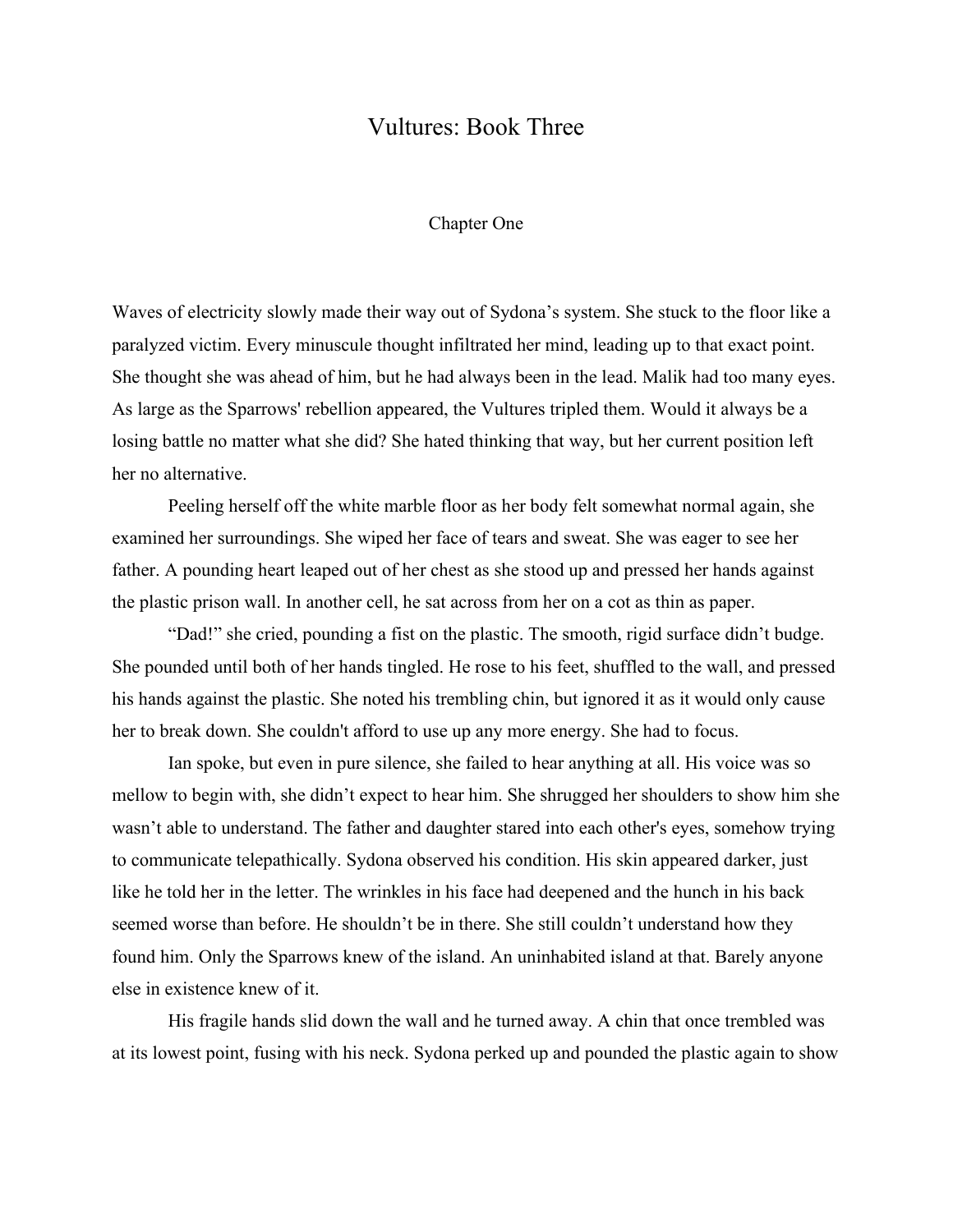# Vultures: Book Three

## Chapter One

Waves of electricity slowly made their way out of Sydona's system. She stuck to the floor like a paralyzed victim. Every minuscule thought infiltrated her mind, leading up to that exact point. She thought she was ahead of him, but he had always been in the lead. Malik had too many eyes. As large as the Sparrows' rebellion appeared, the Vultures tripled them. Would it always be a losing battle no matter what she did? She hated thinking that way, but her current position left her no alternative.

Peeling herself off the white marble floor as her body felt somewhat normal again, she examined her surroundings. She wiped her face of tears and sweat. She was eager to see her father. A pounding heart leaped out of her chest as she stood up and pressed her hands against the plastic prison wall. In another cell, he sat across from her on a cot as thin as paper.

"Dad!" she cried, pounding a fist on the plastic. The smooth, rigid surface didn't budge. She pounded until both of her hands tingled. He rose to his feet, shuffled to the wall, and pressed his hands against the plastic. She noted his trembling chin, but ignored it as it would only cause her to break down. She couldn't afford to use up any more energy. She had to focus.

Ian spoke, but even in pure silence, she failed to hear anything at all. His voice was so mellow to begin with, she didn't expect to hear him. She shrugged her shoulders to show him she wasn't able to understand. The father and daughter stared into each other's eyes, somehow trying to communicate telepathically. Sydona observed his condition. His skin appeared darker, just like he told her in the letter. The wrinkles in his face had deepened and the hunch in his back seemed worse than before. He shouldn't be in there. She still couldn't understand how they found him. Only the Sparrows knew of the island. An uninhabited island at that. Barely anyone else in existence knew of it.

His fragile hands slid down the wall and he turned away. A chin that once trembled was at its lowest point, fusing with his neck. Sydona perked up and pounded the plastic again to show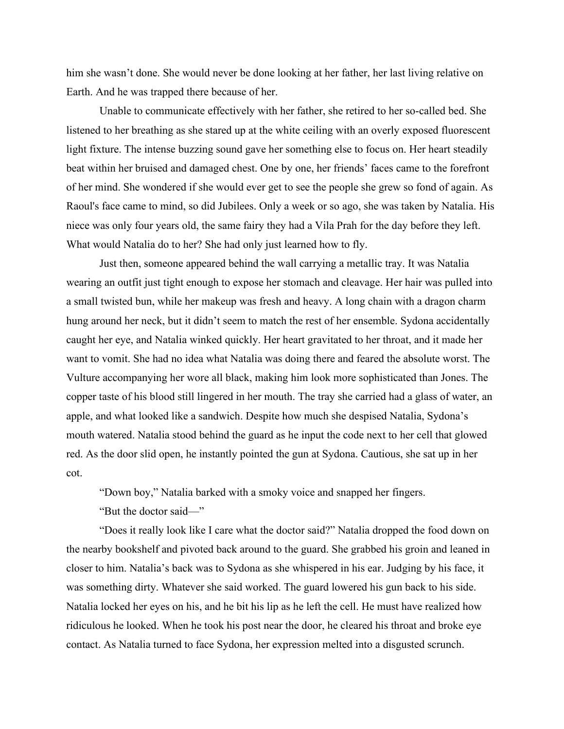him she wasn't done. She would never be done looking at her father, her last living relative on Earth. And he was trapped there because of her.

Unable to communicate effectively with her father, she retired to her so-called bed. She listened to her breathing as she stared up at the white ceiling with an overly exposed fluorescent light fixture. The intense buzzing sound gave her something else to focus on. Her heart steadily beat within her bruised and damaged chest. One by one, her friends' faces came to the forefront of her mind. She wondered if she would ever get to see the people she grew so fond of again. As Raoul's face came to mind, so did Jubilees. Only a week or so ago, she was taken by Natalia. His niece was only four years old, the same fairy they had a Vila Prah for the day before they left. What would Natalia do to her? She had only just learned how to fly.

Just then, someone appeared behind the wall carrying a metallic tray. It was Natalia wearing an outfit just tight enough to expose her stomach and cleavage. Her hair was pulled into a small twisted bun, while her makeup was fresh and heavy. A long chain with a dragon charm hung around her neck, but it didn't seem to match the rest of her ensemble. Sydona accidentally caught her eye, and Natalia winked quickly. Her heart gravitated to her throat, and it made her want to vomit. She had no idea what Natalia was doing there and feared the absolute worst. The Vulture accompanying her wore all black, making him look more sophisticated than Jones. The copper taste of his blood still lingered in her mouth. The tray she carried had a glass of water, an apple, and what looked like a sandwich. Despite how much she despised Natalia, Sydona's mouth watered. Natalia stood behind the guard as he input the code next to her cell that glowed red. As the door slid open, he instantly pointed the gun at Sydona. Cautious, she sat up in her cot.

"Down boy," Natalia barked with a smoky voice and snapped her fingers.

"But the doctor said—"

"Does it really look like I care what the doctor said?" Natalia dropped the food down on the nearby bookshelf and pivoted back around to the guard. She grabbed his groin and leaned in closer to him. Natalia's back was to Sydona as she whispered in his ear. Judging by his face, it was something dirty. Whatever she said worked. The guard lowered his gun back to his side. Natalia locked her eyes on his, and he bit his lip as he left the cell. He must have realized how ridiculous he looked. When he took his post near the door, he cleared his throat and broke eye contact. As Natalia turned to face Sydona, her expression melted into a disgusted scrunch.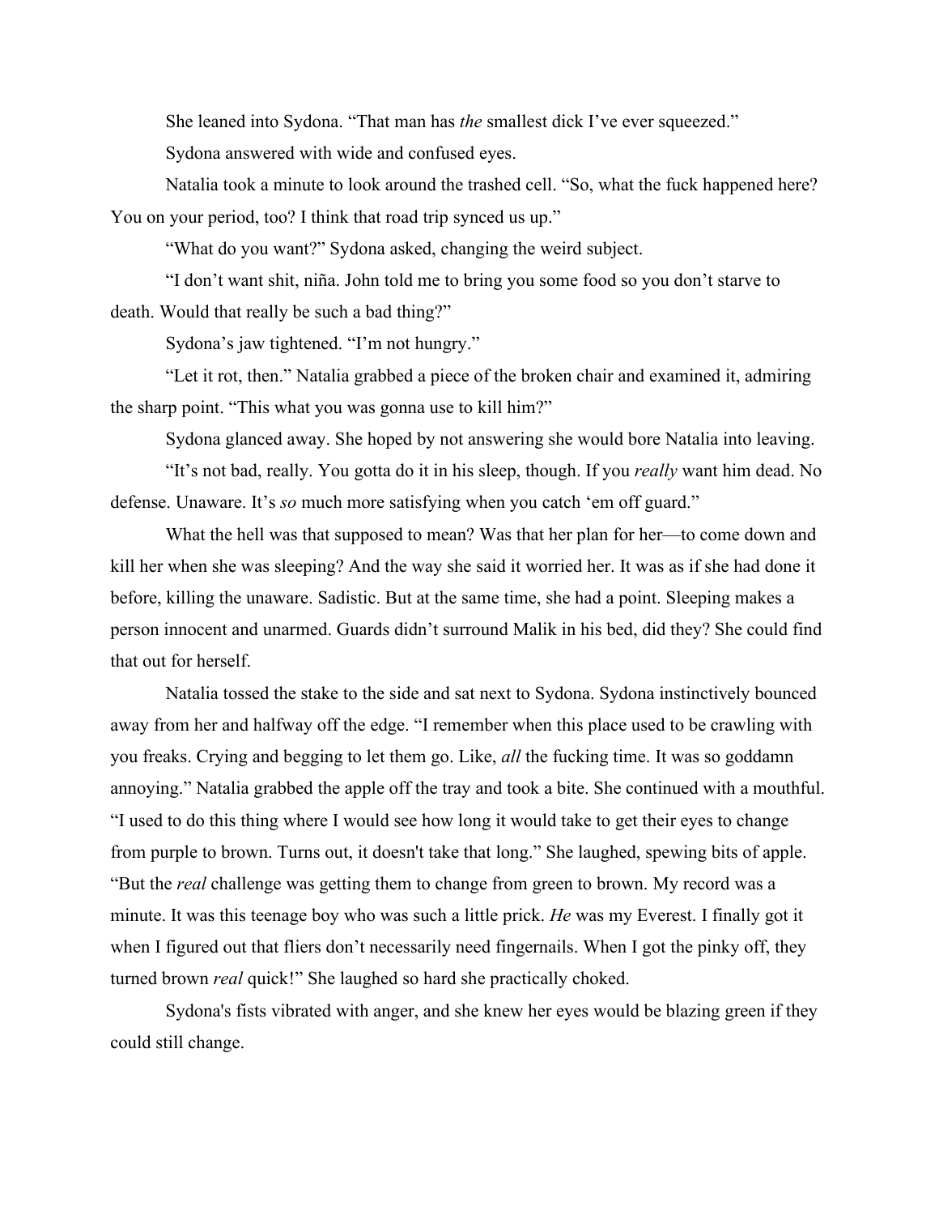She leaned into Sydona. "That man has *the* smallest dick I've ever squeezed."

Sydona answered with wide and confused eyes.

Natalia took a minute to look around the trashed cell. "So, what the fuck happened here? You on your period, too? I think that road trip synced us up."

"What do you want?" Sydona asked, changing the weird subject.

"I don't want shit, niña. John told me to bring you some food so you don't starve to death. Would that really be such a bad thing?"

Sydona's jaw tightened. "I'm not hungry."

"Let it rot, then." Natalia grabbed a piece of the broken chair and examined it, admiring the sharp point. "This what you was gonna use to kill him?"

Sydona glanced away. She hoped by not answering she would bore Natalia into leaving.

"It's not bad, really. You gotta do it in his sleep, though. If you *really* want him dead. No defense. Unaware. It's *so* much more satisfying when you catch 'em off guard."

What the hell was that supposed to mean? Was that her plan for her—to come down and kill her when she was sleeping? And the way she said it worried her. It was as if she had done it before, killing the unaware. Sadistic. But at the same time, she had a point. Sleeping makes a person innocent and unarmed. Guards didn't surround Malik in his bed, did they? She could find that out for herself.

Natalia tossed the stake to the side and sat next to Sydona. Sydona instinctively bounced away from her and halfway off the edge. "I remember when this place used to be crawling with you freaks. Crying and begging to let them go. Like, *all* the fucking time. It was so goddamn annoying." Natalia grabbed the apple off the tray and took a bite. She continued with a mouthful. "I used to do this thing where I would see how long it would take to get their eyes to change from purple to brown. Turns out, it doesn't take that long." She laughed, spewing bits of apple. "But the *real* challenge was getting them to change from green to brown. My record was a minute. It was this teenage boy who was such a little prick. *He* was my Everest. I finally got it when I figured out that fliers don't necessarily need fingernails. When I got the pinky off, they turned brown *real* quick!" She laughed so hard she practically choked.

Sydona's fists vibrated with anger, and she knew her eyes would be blazing green if they could still change.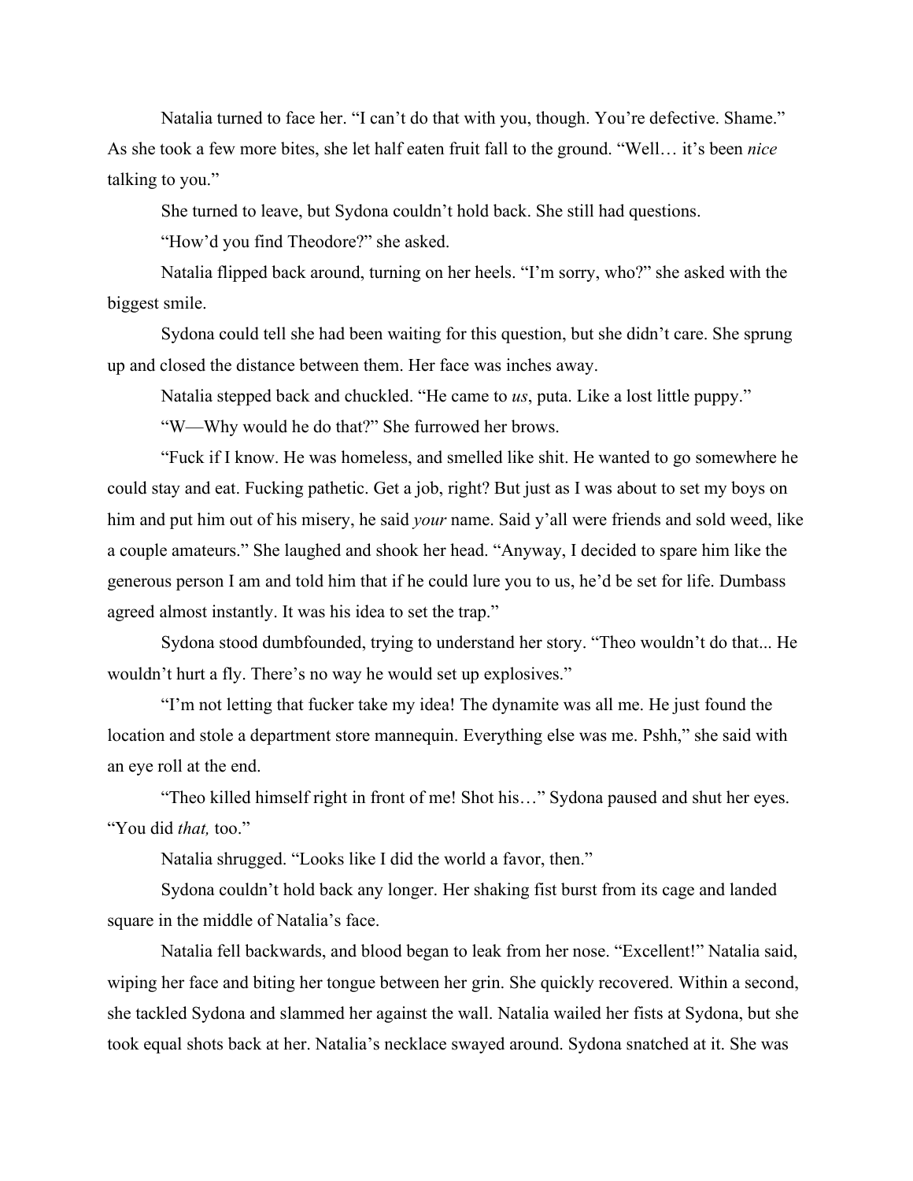Natalia turned to face her. "I can't do that with you, though. You're defective. Shame." As she took a few more bites, she let half eaten fruit fall to the ground. "Well… it's been *nice* talking to you."

She turned to leave, but Sydona couldn't hold back. She still had questions.

"How'd you find Theodore?" she asked.

Natalia flipped back around, turning on her heels. "I'm sorry, who?" she asked with the biggest smile.

Sydona could tell she had been waiting for this question, but she didn't care. She sprung up and closed the distance between them. Her face was inches away.

Natalia stepped back and chuckled. "He came to *us*, puta. Like a lost little puppy."

"W—Why would he do that?" She furrowed her brows.

"Fuck if I know. He was homeless, and smelled like shit. He wanted to go somewhere he could stay and eat. Fucking pathetic. Get a job, right? But just as I was about to set my boys on him and put him out of his misery, he said *your* name. Said y'all were friends and sold weed, like a couple amateurs." She laughed and shook her head. "Anyway, I decided to spare him like the generous person I am and told him that if he could lure you to us, he'd be set for life. Dumbass agreed almost instantly. It was his idea to set the trap."

Sydona stood dumbfounded, trying to understand her story. "Theo wouldn't do that... He wouldn't hurt a fly. There's no way he would set up explosives."

"I'm not letting that fucker take my idea! The dynamite was all me. He just found the location and stole a department store mannequin. Everything else was me. Pshh," she said with an eye roll at the end.

"Theo killed himself right in front of me! Shot his…" Sydona paused and shut her eyes. "You did *that,* too."

Natalia shrugged. "Looks like I did the world a favor, then."

Sydona couldn't hold back any longer. Her shaking fist burst from its cage and landed square in the middle of Natalia's face.

Natalia fell backwards, and blood began to leak from her nose. "Excellent!" Natalia said, wiping her face and biting her tongue between her grin. She quickly recovered. Within a second, she tackled Sydona and slammed her against the wall. Natalia wailed her fists at Sydona, but she took equal shots back at her. Natalia's necklace swayed around. Sydona snatched at it. She was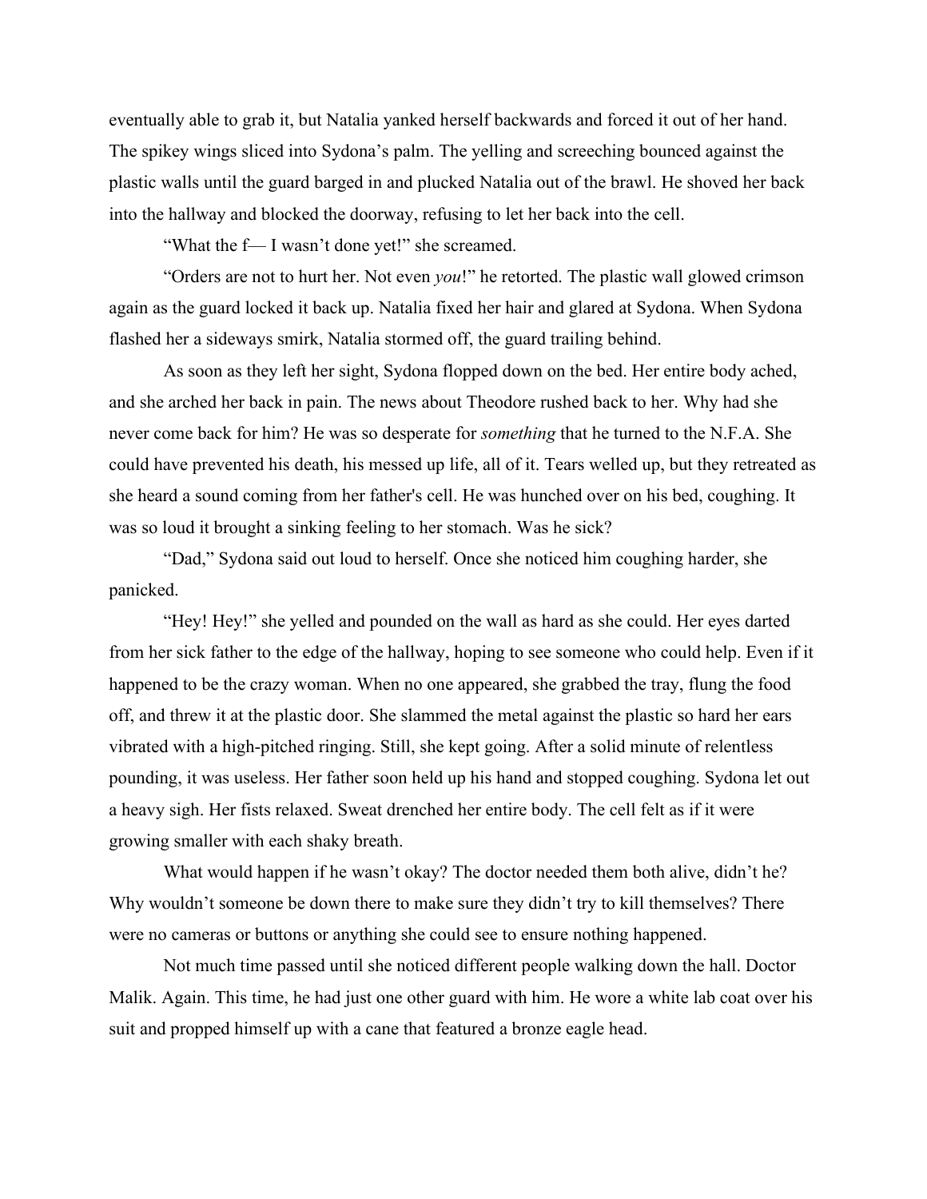eventually able to grab it, but Natalia yanked herself backwards and forced it out of her hand. The spikey wings sliced into Sydona's palm. The yelling and screeching bounced against the plastic walls until the guard barged in and plucked Natalia out of the brawl. He shoved her back into the hallway and blocked the doorway, refusing to let her back into the cell.

"What the f— I wasn't done yet!" she screamed.

"Orders are not to hurt her. Not even *you*!" he retorted. The plastic wall glowed crimson again as the guard locked it back up. Natalia fixed her hair and glared at Sydona. When Sydona flashed her a sideways smirk, Natalia stormed off, the guard trailing behind.

As soon as they left her sight, Sydona flopped down on the bed. Her entire body ached, and she arched her back in pain. The news about Theodore rushed back to her. Why had she never come back for him? He was so desperate for *something* that he turned to the N.F.A. She could have prevented his death, his messed up life, all of it. Tears welled up, but they retreated as she heard a sound coming from her father's cell. He was hunched over on his bed, coughing. It was so loud it brought a sinking feeling to her stomach. Was he sick?

"Dad," Sydona said out loud to herself. Once she noticed him coughing harder, she panicked.

"Hey! Hey!" she yelled and pounded on the wall as hard as she could. Her eyes darted from her sick father to the edge of the hallway, hoping to see someone who could help. Even if it happened to be the crazy woman. When no one appeared, she grabbed the tray, flung the food off, and threw it at the plastic door. She slammed the metal against the plastic so hard her ears vibrated with a high-pitched ringing. Still, she kept going. After a solid minute of relentless pounding, it was useless. Her father soon held up his hand and stopped coughing. Sydona let out a heavy sigh. Her fists relaxed. Sweat drenched her entire body. The cell felt as if it were growing smaller with each shaky breath.

What would happen if he wasn't okay? The doctor needed them both alive, didn't he? Why wouldn't someone be down there to make sure they didn't try to kill themselves? There were no cameras or buttons or anything she could see to ensure nothing happened.

Not much time passed until she noticed different people walking down the hall. Doctor Malik. Again. This time, he had just one other guard with him. He wore a white lab coat over his suit and propped himself up with a cane that featured a bronze eagle head.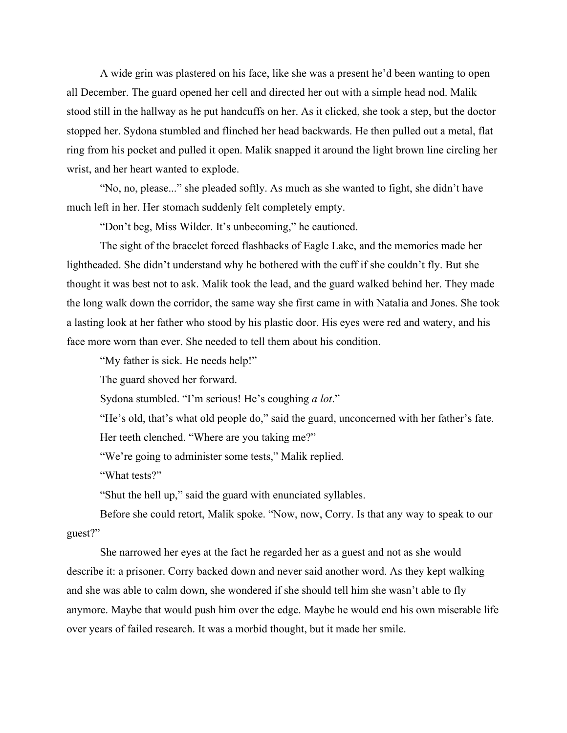A wide grin was plastered on his face, like she was a present he'd been wanting to open all December. The guard opened her cell and directed her out with a simple head nod. Malik stood still in the hallway as he put handcuffs on her. As it clicked, she took a step, but the doctor stopped her. Sydona stumbled and flinched her head backwards. He then pulled out a metal, flat ring from his pocket and pulled it open. Malik snapped it around the light brown line circling her wrist, and her heart wanted to explode.

"No, no, please..." she pleaded softly. As much as she wanted to fight, she didn't have much left in her. Her stomach suddenly felt completely empty.

"Don't beg, Miss Wilder. It's unbecoming," he cautioned.

The sight of the bracelet forced flashbacks of Eagle Lake, and the memories made her lightheaded. She didn't understand why he bothered with the cuff if she couldn't fly. But she thought it was best not to ask. Malik took the lead, and the guard walked behind her. They made the long walk down the corridor, the same way she first came in with Natalia and Jones. She took a lasting look at her father who stood by his plastic door. His eyes were red and watery, and his face more worn than ever. She needed to tell them about his condition.

"My father is sick. He needs help!"

The guard shoved her forward.

Sydona stumbled. "I'm serious! He's coughing *a lot*."

"He's old, that's what old people do," said the guard, unconcerned with her father's fate.

Her teeth clenched. "Where are you taking me?"

"We're going to administer some tests," Malik replied.

"What tests?"

"Shut the hell up," said the guard with enunciated syllables.

Before she could retort, Malik spoke. "Now, now, Corry. Is that any way to speak to our guest?"

She narrowed her eyes at the fact he regarded her as a guest and not as she would describe it: a prisoner. Corry backed down and never said another word. As they kept walking and she was able to calm down, she wondered if she should tell him she wasn't able to fly anymore. Maybe that would push him over the edge. Maybe he would end his own miserable life over years of failed research. It was a morbid thought, but it made her smile.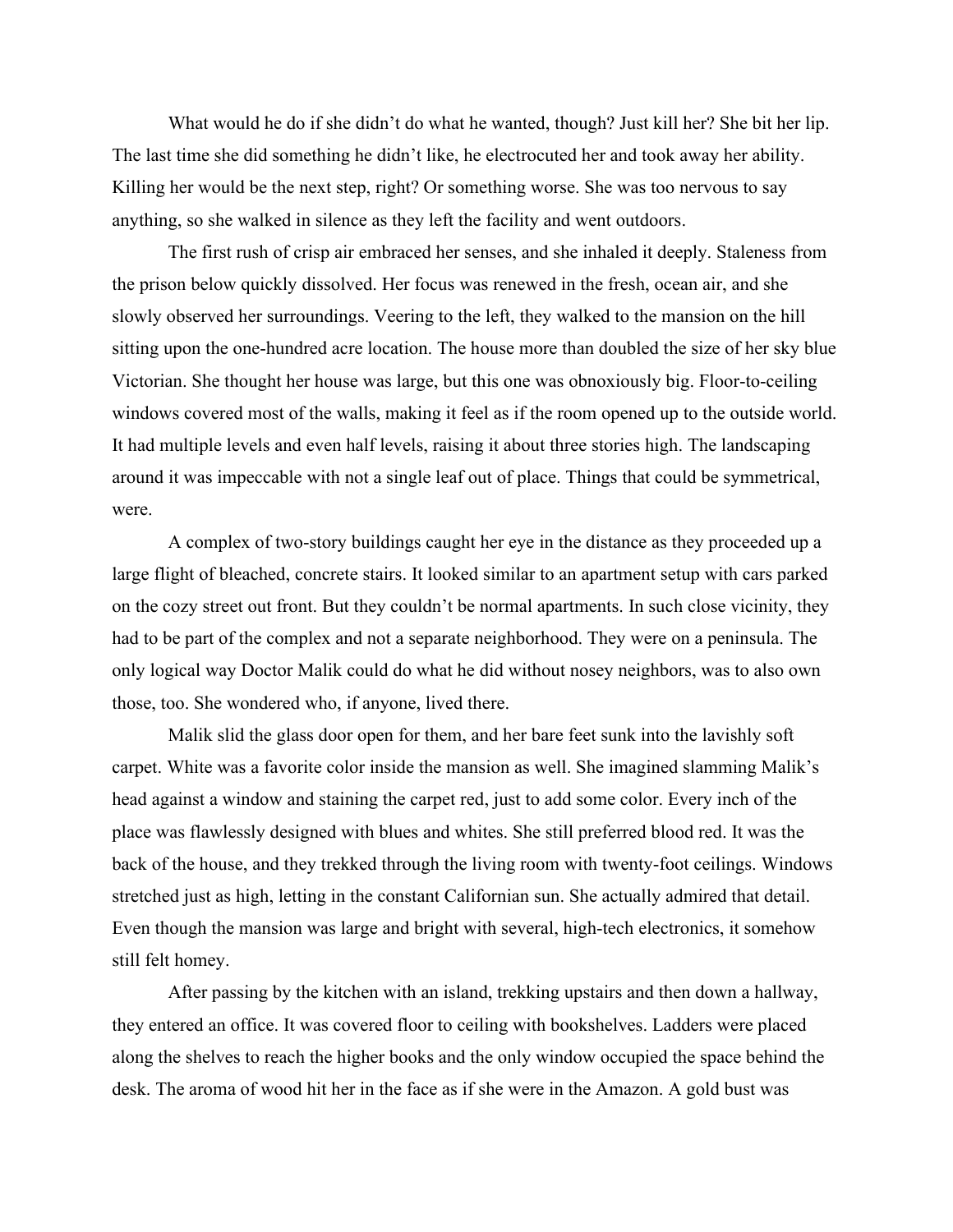What would he do if she didn't do what he wanted, though? Just kill her? She bit her lip. The last time she did something he didn't like, he electrocuted her and took away her ability. Killing her would be the next step, right? Or something worse. She was too nervous to say anything, so she walked in silence as they left the facility and went outdoors.

The first rush of crisp air embraced her senses, and she inhaled it deeply. Staleness from the prison below quickly dissolved. Her focus was renewed in the fresh, ocean air, and she slowly observed her surroundings. Veering to the left, they walked to the mansion on the hill sitting upon the one-hundred acre location. The house more than doubled the size of her sky blue Victorian. She thought her house was large, but this one was obnoxiously big. Floor-to-ceiling windows covered most of the walls, making it feel as if the room opened up to the outside world. It had multiple levels and even half levels, raising it about three stories high. The landscaping around it was impeccable with not a single leaf out of place. Things that could be symmetrical, were.

A complex of two-story buildings caught her eye in the distance as they proceeded up a large flight of bleached, concrete stairs. It looked similar to an apartment setup with cars parked on the cozy street out front. But they couldn't be normal apartments. In such close vicinity, they had to be part of the complex and not a separate neighborhood. They were on a peninsula. The only logical way Doctor Malik could do what he did without nosey neighbors, was to also own those, too. She wondered who, if anyone, lived there.

Malik slid the glass door open for them, and her bare feet sunk into the lavishly soft carpet. White was a favorite color inside the mansion as well. She imagined slamming Malik's head against a window and staining the carpet red, just to add some color. Every inch of the place was flawlessly designed with blues and whites. She still preferred blood red. It was the back of the house, and they trekked through the living room with twenty-foot ceilings. Windows stretched just as high, letting in the constant Californian sun. She actually admired that detail. Even though the mansion was large and bright with several, high-tech electronics, it somehow still felt homey.

After passing by the kitchen with an island, trekking upstairs and then down a hallway, they entered an office. It was covered floor to ceiling with bookshelves. Ladders were placed along the shelves to reach the higher books and the only window occupied the space behind the desk. The aroma of wood hit her in the face as if she were in the Amazon. A gold bust was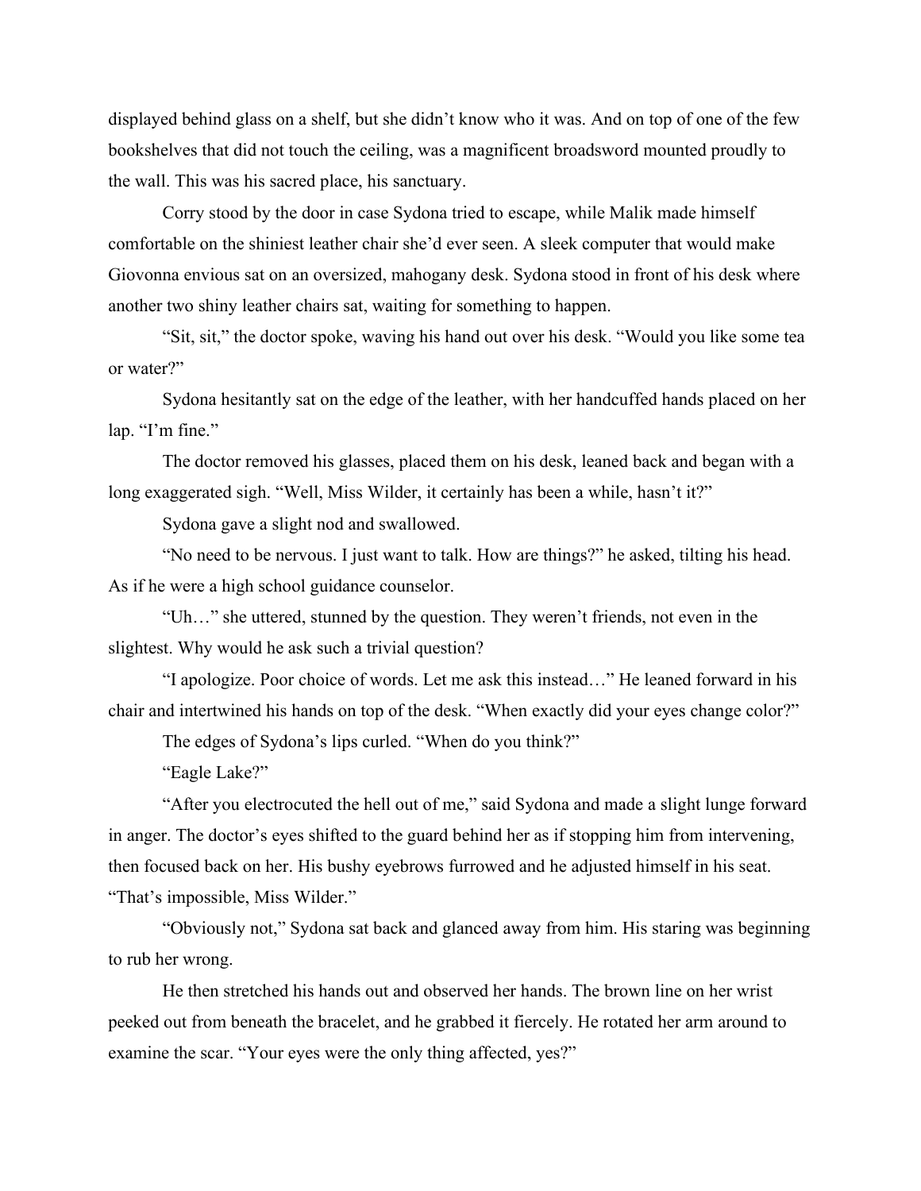displayed behind glass on a shelf, but she didn't know who it was. And on top of one of the few bookshelves that did not touch the ceiling, was a magnificent broadsword mounted proudly to the wall. This was his sacred place, his sanctuary.

Corry stood by the door in case Sydona tried to escape, while Malik made himself comfortable on the shiniest leather chair she'd ever seen. A sleek computer that would make Giovonna envious sat on an oversized, mahogany desk. Sydona stood in front of his desk where another two shiny leather chairs sat, waiting for something to happen.

"Sit, sit," the doctor spoke, waving his hand out over his desk. "Would you like some tea or water?"

Sydona hesitantly sat on the edge of the leather, with her handcuffed hands placed on her lap. "I'm fine."

The doctor removed his glasses, placed them on his desk, leaned back and began with a long exaggerated sigh. "Well, Miss Wilder, it certainly has been a while, hasn't it?"

Sydona gave a slight nod and swallowed.

"No need to be nervous. I just want to talk. How are things?" he asked, tilting his head. As if he were a high school guidance counselor.

"Uh…" she uttered, stunned by the question. They weren't friends, not even in the slightest. Why would he ask such a trivial question?

"I apologize. Poor choice of words. Let me ask this instead…" He leaned forward in his chair and intertwined his hands on top of the desk. "When exactly did your eyes change color?"

The edges of Sydona's lips curled. "When do you think?"

"Eagle Lake?"

"After you electrocuted the hell out of me," said Sydona and made a slight lunge forward in anger. The doctor's eyes shifted to the guard behind her as if stopping him from intervening, then focused back on her. His bushy eyebrows furrowed and he adjusted himself in his seat. "That's impossible, Miss Wilder."

"Obviously not," Sydona sat back and glanced away from him. His staring was beginning to rub her wrong.

He then stretched his hands out and observed her hands. The brown line on her wrist peeked out from beneath the bracelet, and he grabbed it fiercely. He rotated her arm around to examine the scar. "Your eyes were the only thing affected, yes?"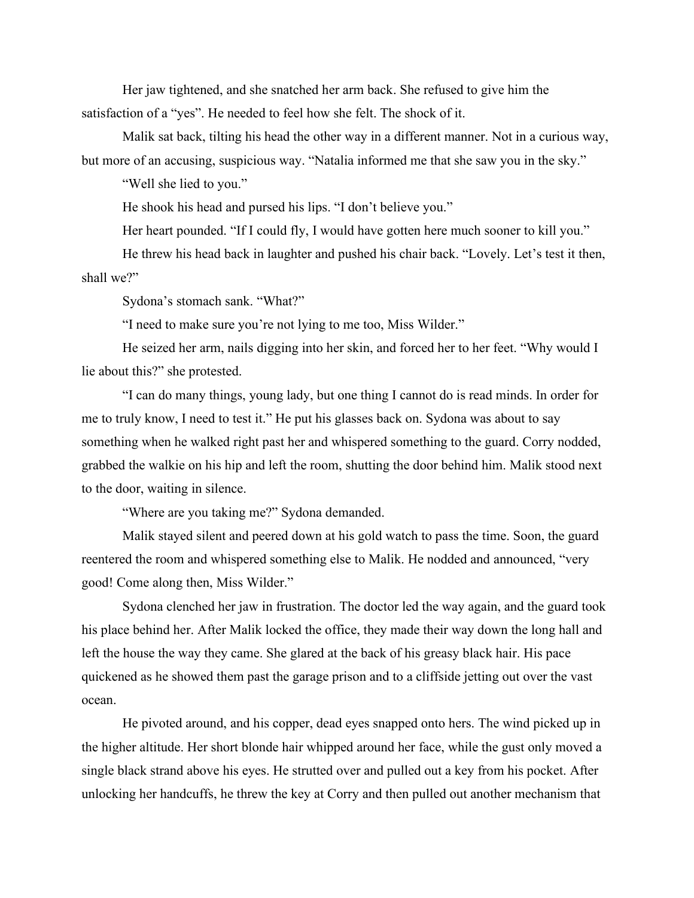Her jaw tightened, and she snatched her arm back. She refused to give him the satisfaction of a "yes". He needed to feel how she felt. The shock of it.

Malik sat back, tilting his head the other way in a different manner. Not in a curious way, but more of an accusing, suspicious way. "Natalia informed me that she saw you in the sky."

"Well she lied to you."

He shook his head and pursed his lips. "I don't believe you."

Her heart pounded. "If I could fly, I would have gotten here much sooner to kill you."

He threw his head back in laughter and pushed his chair back. "Lovely. Let's test it then, shall we?"

Sydona's stomach sank. "What?"

"I need to make sure you're not lying to me too, Miss Wilder."

He seized her arm, nails digging into her skin, and forced her to her feet. "Why would I lie about this?" she protested.

"I can do many things, young lady, but one thing I cannot do is read minds. In order for me to truly know, I need to test it." He put his glasses back on. Sydona was about to say something when he walked right past her and whispered something to the guard. Corry nodded, grabbed the walkie on his hip and left the room, shutting the door behind him. Malik stood next to the door, waiting in silence.

"Where are you taking me?" Sydona demanded.

Malik stayed silent and peered down at his gold watch to pass the time. Soon, the guard reentered the room and whispered something else to Malik. He nodded and announced, "very good! Come along then, Miss Wilder."

Sydona clenched her jaw in frustration. The doctor led the way again, and the guard took his place behind her. After Malik locked the office, they made their way down the long hall and left the house the way they came. She glared at the back of his greasy black hair. His pace quickened as he showed them past the garage prison and to a cliffside jetting out over the vast ocean.

He pivoted around, and his copper, dead eyes snapped onto hers. The wind picked up in the higher altitude. Her short blonde hair whipped around her face, while the gust only moved a single black strand above his eyes. He strutted over and pulled out a key from his pocket. After unlocking her handcuffs, he threw the key at Corry and then pulled out another mechanism that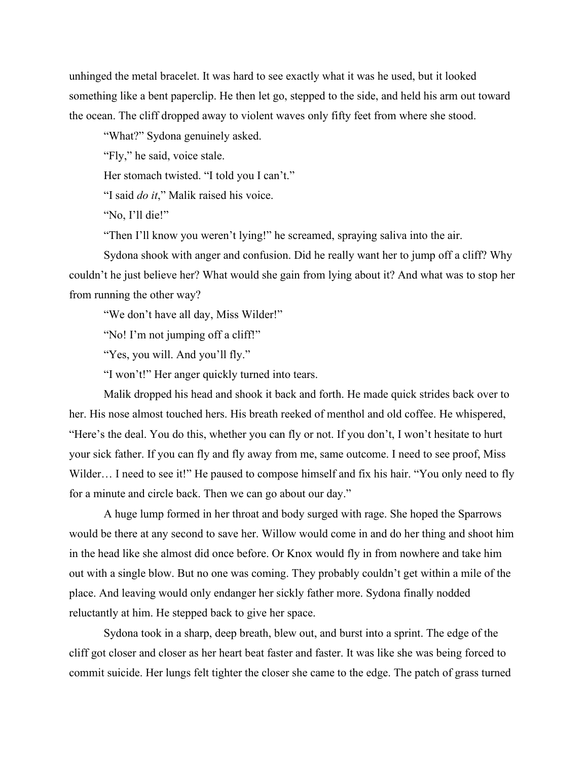unhinged the metal bracelet. It was hard to see exactly what it was he used, but it looked something like a bent paperclip. He then let go, stepped to the side, and held his arm out toward the ocean. The cliff dropped away to violent waves only fifty feet from where she stood.

"What?" Sydona genuinely asked.

"Fly," he said, voice stale.

Her stomach twisted. "I told you I can't."

"I said *do it*," Malik raised his voice.

"No, I'll die!"

"Then I'll know you weren't lying!" he screamed, spraying saliva into the air.

Sydona shook with anger and confusion. Did he really want her to jump off a cliff? Why couldn't he just believe her? What would she gain from lying about it? And what was to stop her from running the other way?

"We don't have all day, Miss Wilder!"

"No! I'm not jumping off a cliff!"

"Yes, you will. And you'll fly."

"I won't!" Her anger quickly turned into tears.

Malik dropped his head and shook it back and forth. He made quick strides back over to her. His nose almost touched hers. His breath reeked of menthol and old coffee. He whispered, "Here's the deal. You do this, whether you can fly or not. If you don't, I won't hesitate to hurt your sick father. If you can fly and fly away from me, same outcome. I need to see proof, Miss Wilder… I need to see it!" He paused to compose himself and fix his hair. "You only need to fly for a minute and circle back. Then we can go about our day."

A huge lump formed in her throat and body surged with rage. She hoped the Sparrows would be there at any second to save her. Willow would come in and do her thing and shoot him in the head like she almost did once before. Or Knox would fly in from nowhere and take him out with a single blow. But no one was coming. They probably couldn't get within a mile of the place. And leaving would only endanger her sickly father more. Sydona finally nodded reluctantly at him. He stepped back to give her space.

Sydona took in a sharp, deep breath, blew out, and burst into a sprint. The edge of the cliff got closer and closer as her heart beat faster and faster. It was like she was being forced to commit suicide. Her lungs felt tighter the closer she came to the edge. The patch of grass turned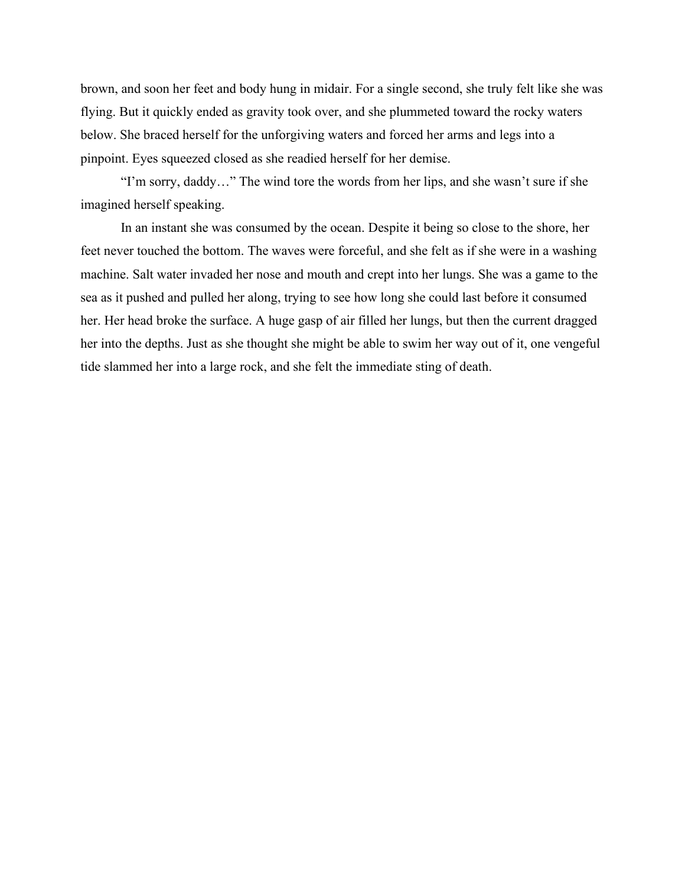brown, and soon her feet and body hung in midair. For a single second, she truly felt like she was flying. But it quickly ended as gravity took over, and she plummeted toward the rocky waters below. She braced herself for the unforgiving waters and forced her arms and legs into a pinpoint. Eyes squeezed closed as she readied herself for her demise.

"I'm sorry, daddy…" The wind tore the words from her lips, and she wasn't sure if she imagined herself speaking.

In an instant she was consumed by the ocean. Despite it being so close to the shore, her feet never touched the bottom. The waves were forceful, and she felt as if she were in a washing machine. Salt water invaded her nose and mouth and crept into her lungs. She was a game to the sea as it pushed and pulled her along, trying to see how long she could last before it consumed her. Her head broke the surface. A huge gasp of air filled her lungs, but then the current dragged her into the depths. Just as she thought she might be able to swim her way out of it, one vengeful tide slammed her into a large rock, and she felt the immediate sting of death.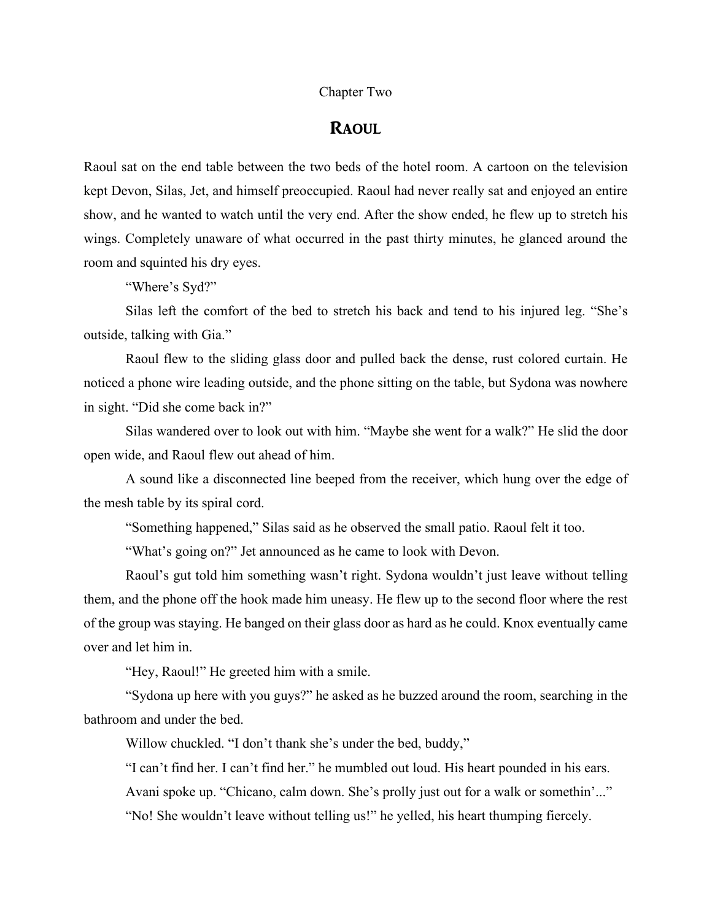Chapter Two

## RAOUL

Raoul sat on the end table between the two beds of the hotel room. A cartoon on the television kept Devon, Silas, Jet, and himself preoccupied. Raoul had never really sat and enjoyed an entire show, and he wanted to watch until the very end. After the show ended, he flew up to stretch his wings. Completely unaware of what occurred in the past thirty minutes, he glanced around the room and squinted his dry eyes.

"Where's Syd?"

Silas left the comfort of the bed to stretch his back and tend to his injured leg. "She's outside, talking with Gia."

Raoul flew to the sliding glass door and pulled back the dense, rust colored curtain. He noticed a phone wire leading outside, and the phone sitting on the table, but Sydona was nowhere in sight. "Did she come back in?"

Silas wandered over to look out with him. "Maybe she went for a walk?" He slid the door open wide, and Raoul flew out ahead of him.

A sound like a disconnected line beeped from the receiver, which hung over the edge of the mesh table by its spiral cord.

"Something happened," Silas said as he observed the small patio. Raoul felt it too.

"What's going on?" Jet announced as he came to look with Devon.

Raoul's gut told him something wasn't right. Sydona wouldn't just leave without telling them, and the phone off the hook made him uneasy. He flew up to the second floor where the rest of the group was staying. He banged on their glass door as hard as he could. Knox eventually came over and let him in.

"Hey, Raoul!" He greeted him with a smile.

"Sydona up here with you guys?" he asked as he buzzed around the room, searching in the bathroom and under the bed.

Willow chuckled. "I don't thank she's under the bed, buddy,"

"I can't find her. I can't find her." he mumbled out loud. His heart pounded in his ears.

Avani spoke up. "Chicano, calm down. She's prolly just out for a walk or somethin'..."

"No! She wouldn't leave without telling us!" he yelled, his heart thumping fiercely.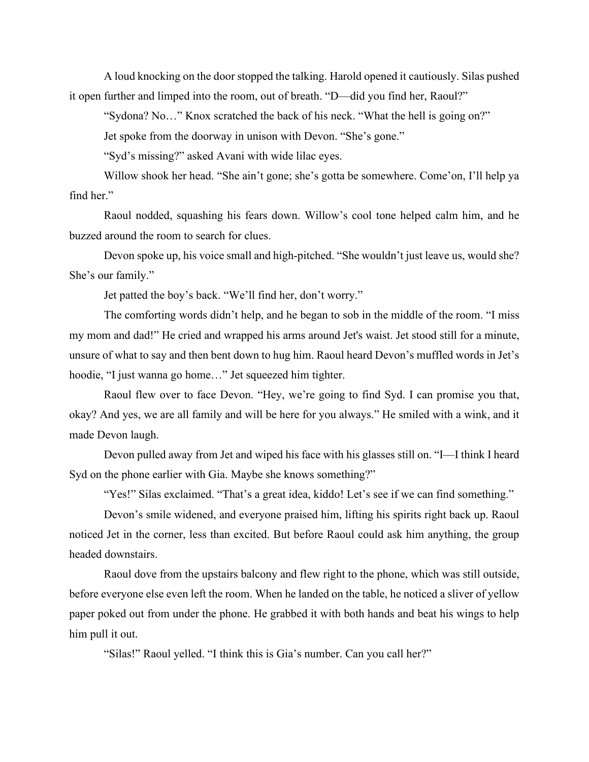A loud knocking on the door stopped the talking. Harold opened it cautiously. Silas pushed it open further and limped into the room, out of breath. "D—did you find her, Raoul?"

"Sydona? No…" Knox scratched the back of his neck. "What the hell is going on?"

Jet spoke from the doorway in unison with Devon. "She's gone."

"Syd's missing?" asked Avani with wide lilac eyes.

Willow shook her head. "She ain't gone; she's gotta be somewhere. Come'on, I'll help ya find her."

Raoul nodded, squashing his fears down. Willow's cool tone helped calm him, and he buzzed around the room to search for clues.

Devon spoke up, his voice small and high-pitched. "She wouldn't just leave us, would she? She's our family."

Jet patted the boy's back. "We'll find her, don't worry."

The comforting words didn't help, and he began to sob in the middle of the room. "I miss my mom and dad!" He cried and wrapped his arms around Jet's waist. Jet stood still for a minute, unsure of what to say and then bent down to hug him. Raoul heard Devon's muffled words in Jet's hoodie, "I just wanna go home…" Jet squeezed him tighter.

Raoul flew over to face Devon. "Hey, we're going to find Syd. I can promise you that, okay? And yes, we are all family and will be here for you always." He smiled with a wink, and it made Devon laugh.

Devon pulled away from Jet and wiped his face with his glasses still on. "I—I think I heard Syd on the phone earlier with Gia. Maybe she knows something?"

"Yes!" Silas exclaimed. "That's a great idea, kiddo! Let's see if we can find something."

Devon's smile widened, and everyone praised him, lifting his spirits right back up. Raoul noticed Jet in the corner, less than excited. But before Raoul could ask him anything, the group headed downstairs.

Raoul dove from the upstairs balcony and flew right to the phone, which was still outside, before everyone else even left the room. When he landed on the table, he noticed a sliver of yellow paper poked out from under the phone. He grabbed it with both hands and beat his wings to help him pull it out.

"Silas!" Raoul yelled. "I think this is Gia's number. Can you call her?"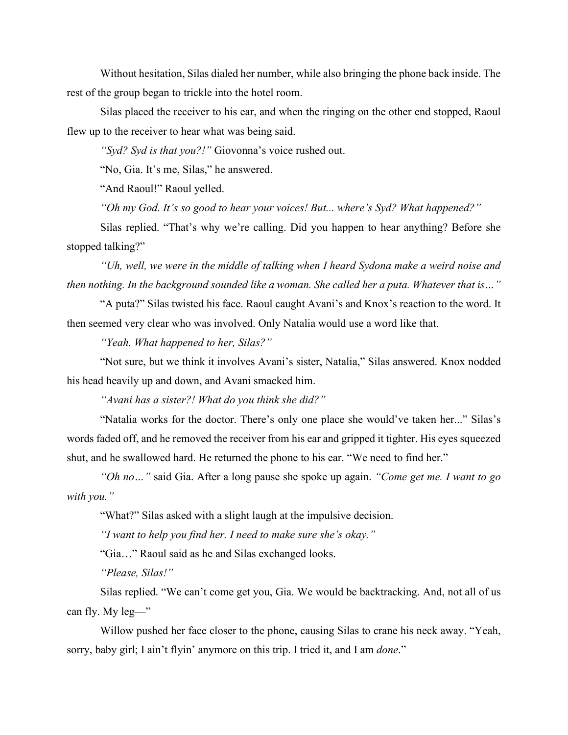Without hesitation, Silas dialed her number, while also bringing the phone back inside. The rest of the group began to trickle into the hotel room.

Silas placed the receiver to his ear, and when the ringing on the other end stopped, Raoul flew up to the receiver to hear what was being said.

*"Syd? Syd is that you?!"* Giovonna's voice rushed out.

"No, Gia. It's me, Silas," he answered.

"And Raoul!" Raoul yelled.

*"Oh my God. It's so good to hear your voices! But... where's Syd? What happened?"*

Silas replied. "That's why we're calling. Did you happen to hear anything? Before she stopped talking?"

*"Uh, well, we were in the middle of talking when I heard Sydona make a weird noise and then nothing. In the background sounded like a woman. She called her a puta. Whatever that is…"*

"A puta?" Silas twisted his face. Raoul caught Avani's and Knox's reaction to the word. It then seemed very clear who was involved. Only Natalia would use a word like that.

*"Yeah. What happened to her, Silas?"*

"Not sure, but we think it involves Avani's sister, Natalia," Silas answered. Knox nodded his head heavily up and down, and Avani smacked him.

*"Avani has a sister?! What do you think she did?"*

"Natalia works for the doctor. There's only one place she would've taken her..." Silas's words faded off, and he removed the receiver from his ear and gripped it tighter. His eyes squeezed shut, and he swallowed hard. He returned the phone to his ear. "We need to find her."

*"Oh no…"* said Gia. After a long pause she spoke up again. *"Come get me. I want to go with you."*

"What?" Silas asked with a slight laugh at the impulsive decision.

*"I want to help you find her. I need to make sure she's okay."*

"Gia…" Raoul said as he and Silas exchanged looks.

*"Please, Silas!"*

Silas replied. "We can't come get you, Gia. We would be backtracking. And, not all of us can fly. My leg—"

Willow pushed her face closer to the phone, causing Silas to crane his neck away. "Yeah, sorry, baby girl; I ain't flyin' anymore on this trip. I tried it, and I am *done*."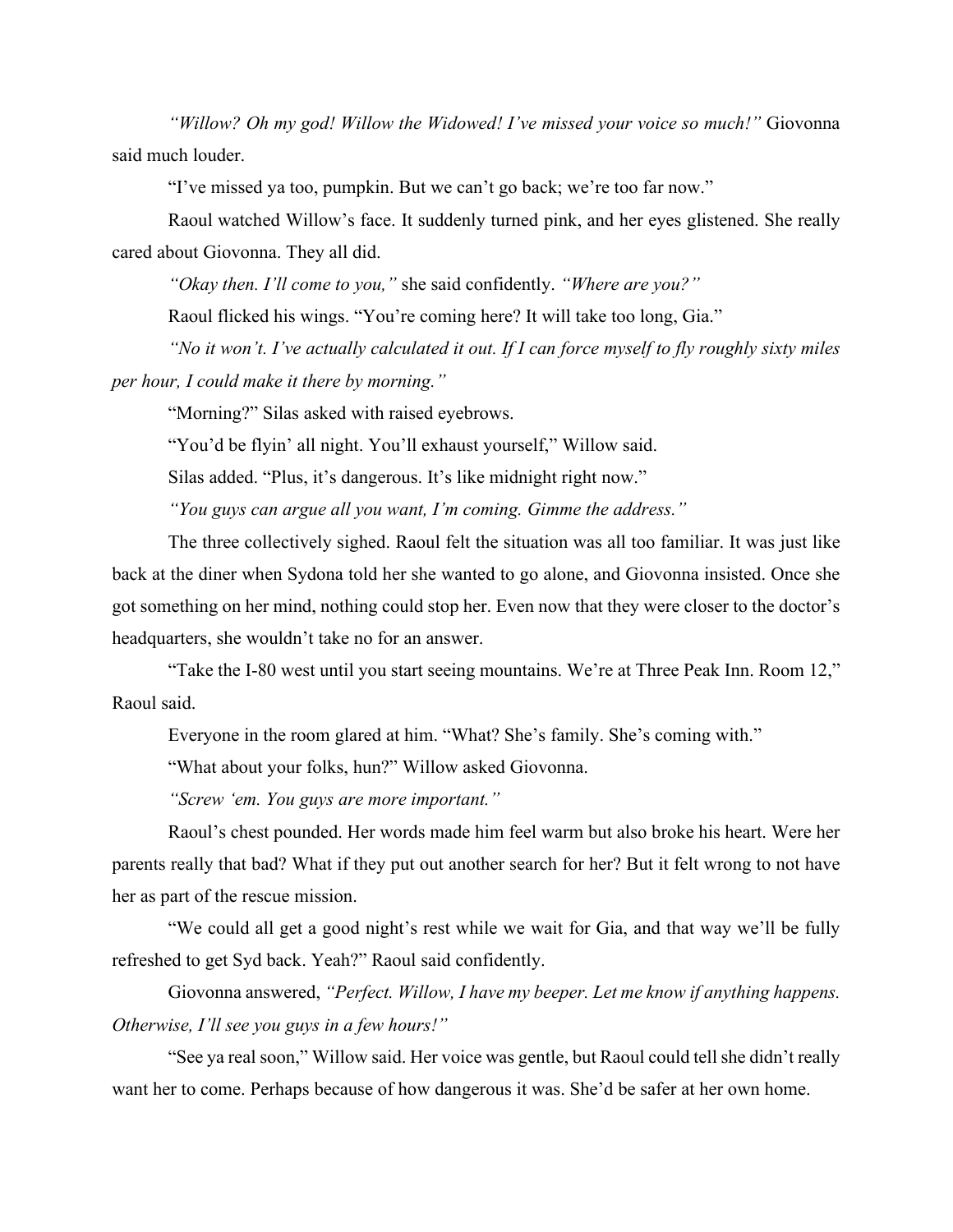*"Willow? Oh my god! Willow the Widowed! I've missed your voice so much!"* Giovonna said much louder.

"I've missed ya too, pumpkin. But we can't go back; we're too far now."

Raoul watched Willow's face. It suddenly turned pink, and her eyes glistened. She really cared about Giovonna. They all did.

*"Okay then. I'll come to you,"* she said confidently. *"Where are you?"*

Raoul flicked his wings. "You're coming here? It will take too long, Gia."

*"No it won't. I've actually calculated it out. If I can force myself to fly roughly sixty miles per hour, I could make it there by morning."*

"Morning?" Silas asked with raised eyebrows.

"You'd be flyin' all night. You'll exhaust yourself," Willow said.

Silas added. "Plus, it's dangerous. It's like midnight right now."

*"You guys can argue all you want, I'm coming. Gimme the address."*

The three collectively sighed. Raoul felt the situation was all too familiar. It was just like back at the diner when Sydona told her she wanted to go alone, and Giovonna insisted. Once she got something on her mind, nothing could stop her. Even now that they were closer to the doctor's headquarters, she wouldn't take no for an answer.

"Take the I-80 west until you start seeing mountains. We're at Three Peak Inn. Room 12," Raoul said.

Everyone in the room glared at him. "What? She's family. She's coming with."

"What about your folks, hun?" Willow asked Giovonna.

*"Screw 'em. You guys are more important."*

Raoul's chest pounded. Her words made him feel warm but also broke his heart. Were her parents really that bad? What if they put out another search for her? But it felt wrong to not have her as part of the rescue mission.

"We could all get a good night's rest while we wait for Gia, and that way we'll be fully refreshed to get Syd back. Yeah?" Raoul said confidently.

Giovonna answered, *"Perfect. Willow, I have my beeper. Let me know if anything happens. Otherwise, I'll see you guys in a few hours!"*

"See ya real soon," Willow said. Her voice was gentle, but Raoul could tell she didn't really want her to come. Perhaps because of how dangerous it was. She'd be safer at her own home.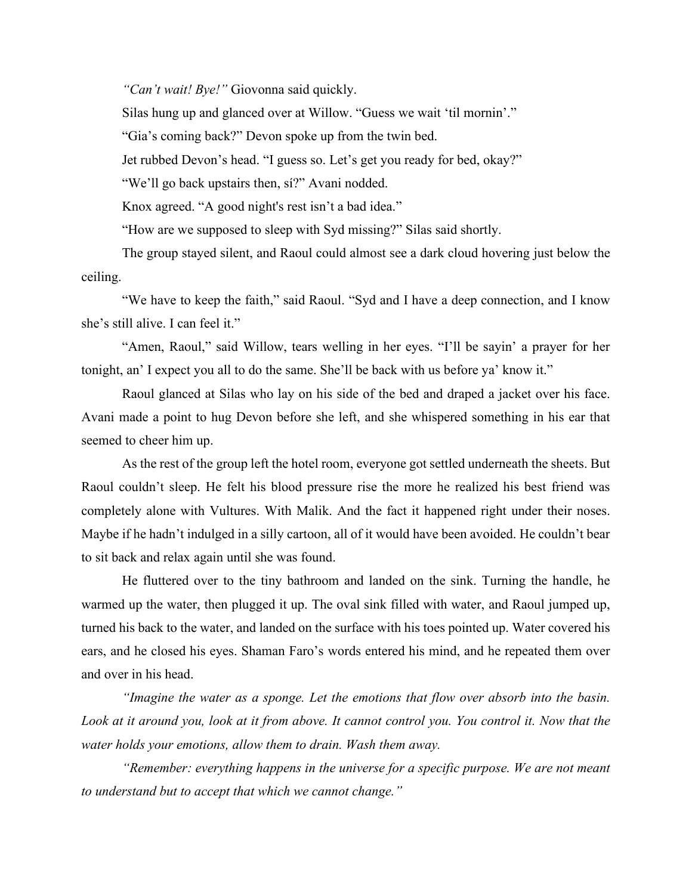*"Can't wait! Bye!"* Giovonna said quickly.

Silas hung up and glanced over at Willow. "Guess we wait 'til mornin'."

"Gia's coming back?" Devon spoke up from the twin bed.

Jet rubbed Devon's head. "I guess so. Let's get you ready for bed, okay?"

"We'll go back upstairs then, sí?" Avani nodded.

Knox agreed. "A good night's rest isn't a bad idea."

"How are we supposed to sleep with Syd missing?" Silas said shortly.

The group stayed silent, and Raoul could almost see a dark cloud hovering just below the ceiling.

"We have to keep the faith," said Raoul. "Syd and I have a deep connection, and I know she's still alive. I can feel it."

"Amen, Raoul," said Willow, tears welling in her eyes. "I'll be sayin' a prayer for her tonight, an' I expect you all to do the same. She'll be back with us before ya' know it."

Raoul glanced at Silas who lay on his side of the bed and draped a jacket over his face. Avani made a point to hug Devon before she left, and she whispered something in his ear that seemed to cheer him up.

As the rest of the group left the hotel room, everyone got settled underneath the sheets. But Raoul couldn't sleep. He felt his blood pressure rise the more he realized his best friend was completely alone with Vultures. With Malik. And the fact it happened right under their noses. Maybe if he hadn't indulged in a silly cartoon, all of it would have been avoided. He couldn't bear to sit back and relax again until she was found.

He fluttered over to the tiny bathroom and landed on the sink. Turning the handle, he warmed up the water, then plugged it up. The oval sink filled with water, and Raoul jumped up, turned his back to the water, and landed on the surface with his toes pointed up. Water covered his ears, and he closed his eyes. Shaman Faro's words entered his mind, and he repeated them over and over in his head.

*"Imagine the water as a sponge. Let the emotions that flow over absorb into the basin. Look at it around you, look at it from above. It cannot control you. You control it. Now that the water holds your emotions, allow them to drain. Wash them away.*

*"Remember: everything happens in the universe for a specific purpose. We are not meant to understand but to accept that which we cannot change."*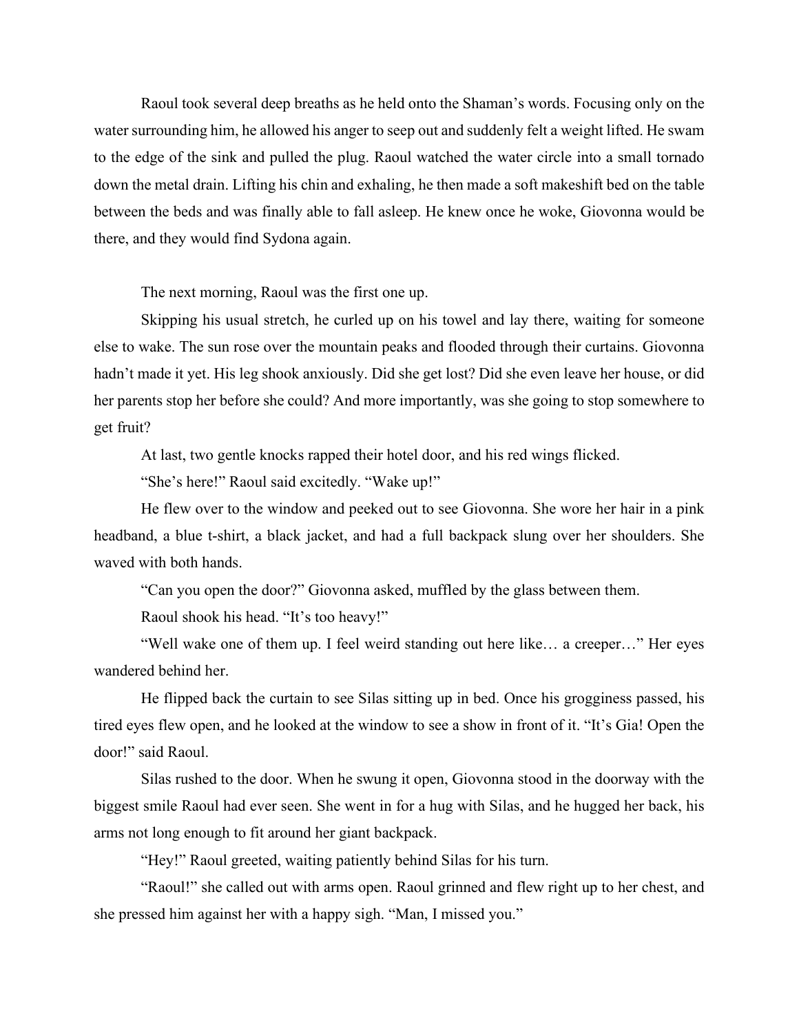Raoul took several deep breaths as he held onto the Shaman's words. Focusing only on the water surrounding him, he allowed his anger to seep out and suddenly felt a weight lifted. He swam to the edge of the sink and pulled the plug. Raoul watched the water circle into a small tornado down the metal drain. Lifting his chin and exhaling, he then made a soft makeshift bed on the table between the beds and was finally able to fall asleep. He knew once he woke, Giovonna would be there, and they would find Sydona again.

The next morning, Raoul was the first one up.

Skipping his usual stretch, he curled up on his towel and lay there, waiting for someone else to wake. The sun rose over the mountain peaks and flooded through their curtains. Giovonna hadn't made it yet. His leg shook anxiously. Did she get lost? Did she even leave her house, or did her parents stop her before she could? And more importantly, was she going to stop somewhere to get fruit?

At last, two gentle knocks rapped their hotel door, and his red wings flicked.

"She's here!" Raoul said excitedly. "Wake up!"

He flew over to the window and peeked out to see Giovonna. She wore her hair in a pink headband, a blue t-shirt, a black jacket, and had a full backpack slung over her shoulders. She waved with both hands.

"Can you open the door?" Giovonna asked, muffled by the glass between them.

Raoul shook his head. "It's too heavy!"

"Well wake one of them up. I feel weird standing out here like… a creeper…" Her eyes wandered behind her.

He flipped back the curtain to see Silas sitting up in bed. Once his grogginess passed, his tired eyes flew open, and he looked at the window to see a show in front of it. "It's Gia! Open the door!" said Raoul.

Silas rushed to the door. When he swung it open, Giovonna stood in the doorway with the biggest smile Raoul had ever seen. She went in for a hug with Silas, and he hugged her back, his arms not long enough to fit around her giant backpack.

"Hey!" Raoul greeted, waiting patiently behind Silas for his turn.

"Raoul!" she called out with arms open. Raoul grinned and flew right up to her chest, and she pressed him against her with a happy sigh. "Man, I missed you."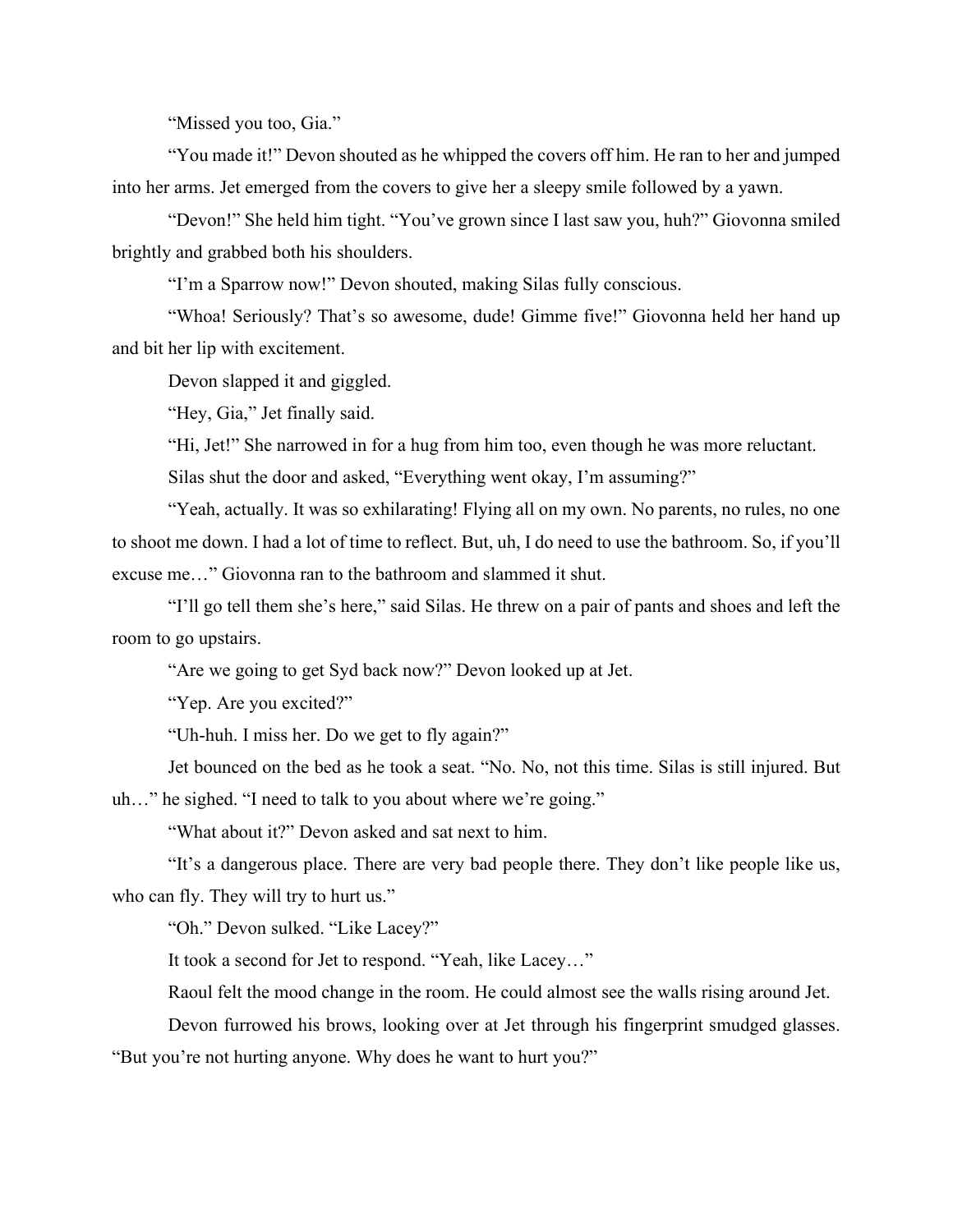"Missed you too, Gia."

"You made it!" Devon shouted as he whipped the covers off him. He ran to her and jumped into her arms. Jet emerged from the covers to give her a sleepy smile followed by a yawn.

"Devon!" She held him tight. "You've grown since I last saw you, huh?" Giovonna smiled brightly and grabbed both his shoulders.

"I'm a Sparrow now!" Devon shouted, making Silas fully conscious.

"Whoa! Seriously? That's so awesome, dude! Gimme five!" Giovonna held her hand up and bit her lip with excitement.

Devon slapped it and giggled.

"Hey, Gia," Jet finally said.

"Hi, Jet!" She narrowed in for a hug from him too, even though he was more reluctant.

Silas shut the door and asked, "Everything went okay, I'm assuming?"

"Yeah, actually. It was so exhilarating! Flying all on my own. No parents, no rules, no one to shoot me down. I had a lot of time to reflect. But, uh, I do need to use the bathroom. So, if you'll excuse me…" Giovonna ran to the bathroom and slammed it shut.

"I'll go tell them she's here," said Silas. He threw on a pair of pants and shoes and left the room to go upstairs.

"Are we going to get Syd back now?" Devon looked up at Jet.

"Yep. Are you excited?"

"Uh-huh. I miss her. Do we get to fly again?"

Jet bounced on the bed as he took a seat. "No. No, not this time. Silas is still injured. But uh…" he sighed. "I need to talk to you about where we're going."

"What about it?" Devon asked and sat next to him.

"It's a dangerous place. There are very bad people there. They don't like people like us, who can fly. They will try to hurt us."

"Oh." Devon sulked. "Like Lacey?"

It took a second for Jet to respond. "Yeah, like Lacey…"

Raoul felt the mood change in the room. He could almost see the walls rising around Jet.

Devon furrowed his brows, looking over at Jet through his fingerprint smudged glasses. "But you're not hurting anyone. Why does he want to hurt you?"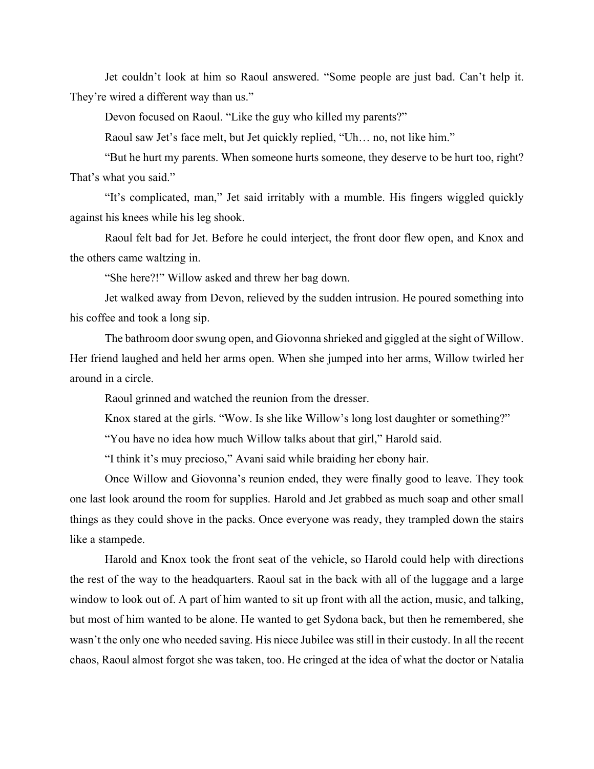Jet couldn't look at him so Raoul answered. "Some people are just bad. Can't help it. They're wired a different way than us."

Devon focused on Raoul. "Like the guy who killed my parents?"

Raoul saw Jet's face melt, but Jet quickly replied, "Uh… no, not like him."

"But he hurt my parents. When someone hurts someone, they deserve to be hurt too, right? That's what you said."

"It's complicated, man," Jet said irritably with a mumble. His fingers wiggled quickly against his knees while his leg shook.

Raoul felt bad for Jet. Before he could interject, the front door flew open, and Knox and the others came waltzing in.

"She here?!" Willow asked and threw her bag down.

Jet walked away from Devon, relieved by the sudden intrusion. He poured something into his coffee and took a long sip.

The bathroom door swung open, and Giovonna shrieked and giggled at the sight of Willow. Her friend laughed and held her arms open. When she jumped into her arms, Willow twirled her around in a circle.

Raoul grinned and watched the reunion from the dresser.

Knox stared at the girls. "Wow. Is she like Willow's long lost daughter or something?"

"You have no idea how much Willow talks about that girl," Harold said.

"I think it's muy precioso," Avani said while braiding her ebony hair.

Once Willow and Giovonna's reunion ended, they were finally good to leave. They took one last look around the room for supplies. Harold and Jet grabbed as much soap and other small things as they could shove in the packs. Once everyone was ready, they trampled down the stairs like a stampede.

Harold and Knox took the front seat of the vehicle, so Harold could help with directions the rest of the way to the headquarters. Raoul sat in the back with all of the luggage and a large window to look out of. A part of him wanted to sit up front with all the action, music, and talking, but most of him wanted to be alone. He wanted to get Sydona back, but then he remembered, she wasn't the only one who needed saving. His niece Jubilee was still in their custody. In all the recent chaos, Raoul almost forgot she was taken, too. He cringed at the idea of what the doctor or Natalia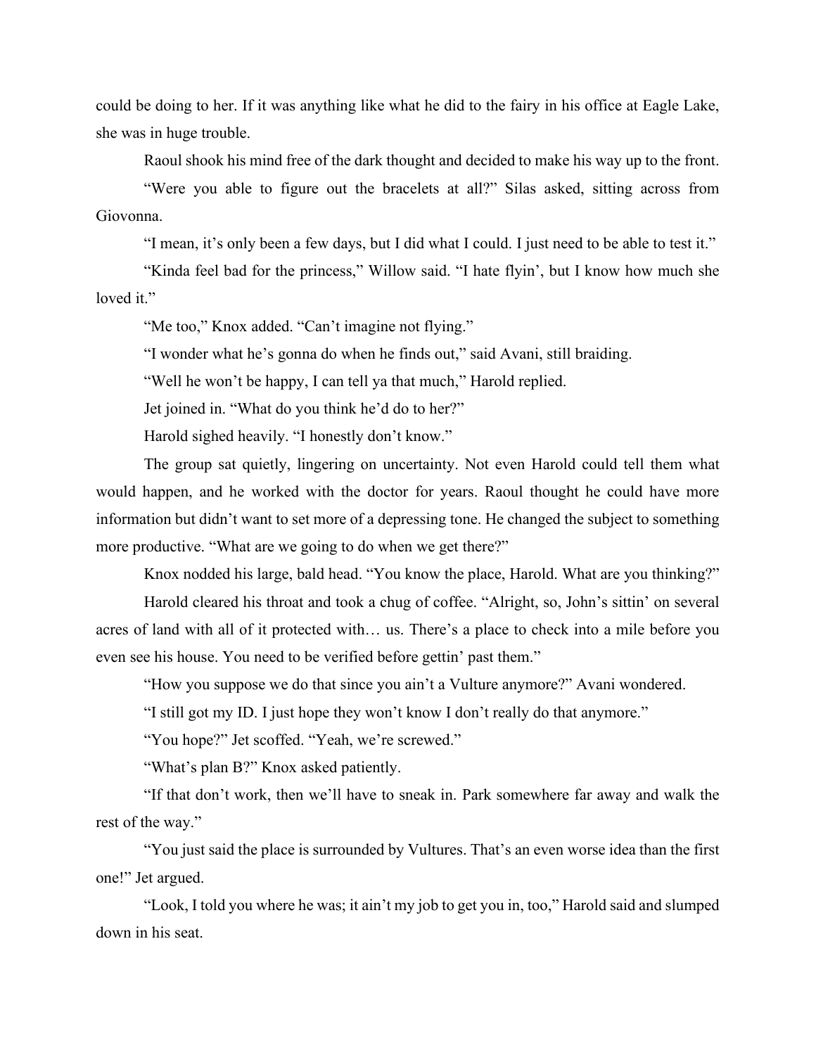could be doing to her. If it was anything like what he did to the fairy in his office at Eagle Lake, she was in huge trouble.

Raoul shook his mind free of the dark thought and decided to make his way up to the front.

"Were you able to figure out the bracelets at all?" Silas asked, sitting across from Giovonna.

"I mean, it's only been a few days, but I did what I could. I just need to be able to test it."

"Kinda feel bad for the princess," Willow said. "I hate flyin', but I know how much she loved it."

"Me too," Knox added. "Can't imagine not flying."

"I wonder what he's gonna do when he finds out," said Avani, still braiding.

"Well he won't be happy, I can tell ya that much," Harold replied.

Jet joined in. "What do you think he'd do to her?"

Harold sighed heavily. "I honestly don't know."

The group sat quietly, lingering on uncertainty. Not even Harold could tell them what would happen, and he worked with the doctor for years. Raoul thought he could have more information but didn't want to set more of a depressing tone. He changed the subject to something more productive. "What are we going to do when we get there?"

Knox nodded his large, bald head. "You know the place, Harold. What are you thinking?"

Harold cleared his throat and took a chug of coffee. "Alright, so, John's sittin' on several acres of land with all of it protected with… us. There's a place to check into a mile before you even see his house. You need to be verified before gettin' past them."

"How you suppose we do that since you ain't a Vulture anymore?" Avani wondered.

"I still got my ID. I just hope they won't know I don't really do that anymore."

"You hope?" Jet scoffed. "Yeah, we're screwed."

"What's plan B?" Knox asked patiently.

"If that don't work, then we'll have to sneak in. Park somewhere far away and walk the rest of the way."

"You just said the place is surrounded by Vultures. That's an even worse idea than the first one!" Jet argued.

"Look, I told you where he was; it ain't my job to get you in, too," Harold said and slumped down in his seat.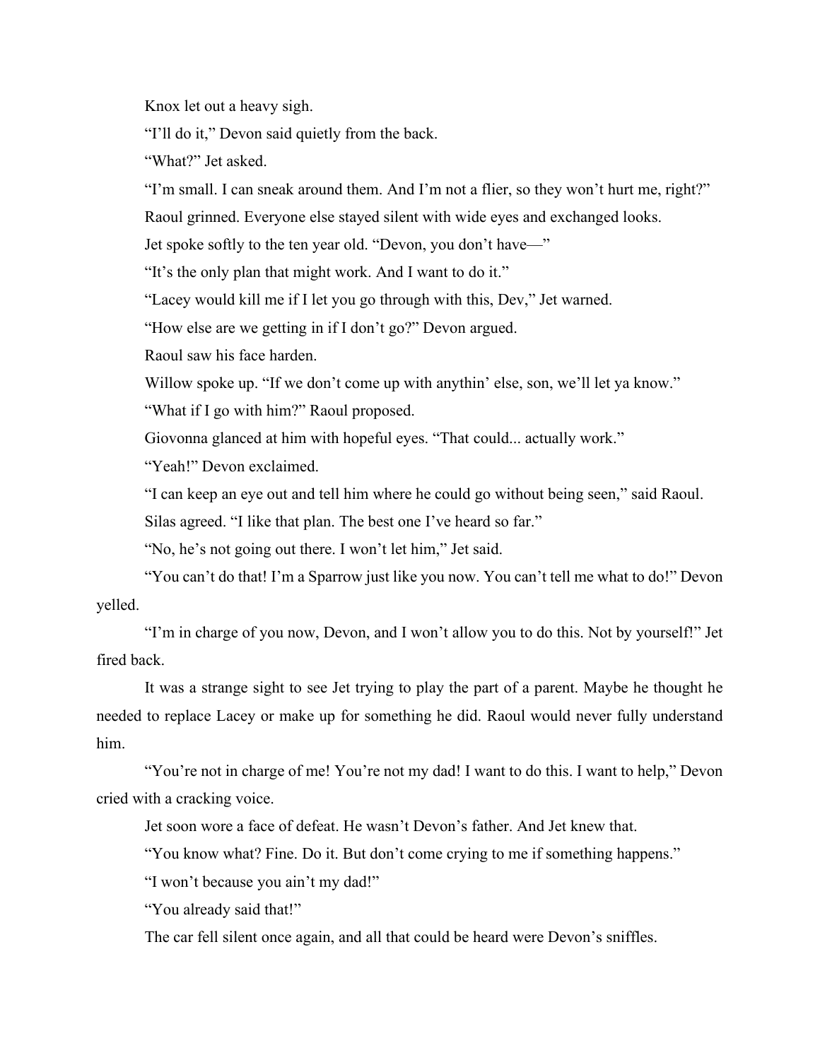Knox let out a heavy sigh.

"I'll do it," Devon said quietly from the back.

"What?" Jet asked.

"I'm small. I can sneak around them. And I'm not a flier, so they won't hurt me, right?"

Raoul grinned. Everyone else stayed silent with wide eyes and exchanged looks.

Jet spoke softly to the ten year old. "Devon, you don't have—"

"It's the only plan that might work. And I want to do it."

"Lacey would kill me if I let you go through with this, Dev," Jet warned.

"How else are we getting in if I don't go?" Devon argued.

Raoul saw his face harden.

Willow spoke up. "If we don't come up with anythin' else, son, we'll let ya know."

"What if I go with him?" Raoul proposed.

Giovonna glanced at him with hopeful eyes. "That could... actually work."

"Yeah!" Devon exclaimed.

"I can keep an eye out and tell him where he could go without being seen," said Raoul.

Silas agreed. "I like that plan. The best one I've heard so far."

"No, he's not going out there. I won't let him," Jet said.

"You can't do that! I'm a Sparrow just like you now. You can't tell me what to do!" Devon yelled.

"I'm in charge of you now, Devon, and I won't allow you to do this. Not by yourself!" Jet fired back.

It was a strange sight to see Jet trying to play the part of a parent. Maybe he thought he needed to replace Lacey or make up for something he did. Raoul would never fully understand him.

"You're not in charge of me! You're not my dad! I want to do this. I want to help," Devon cried with a cracking voice.

Jet soon wore a face of defeat. He wasn't Devon's father. And Jet knew that.

"You know what? Fine. Do it. But don't come crying to me if something happens."

"I won't because you ain't my dad!"

"You already said that!"

The car fell silent once again, and all that could be heard were Devon's sniffles.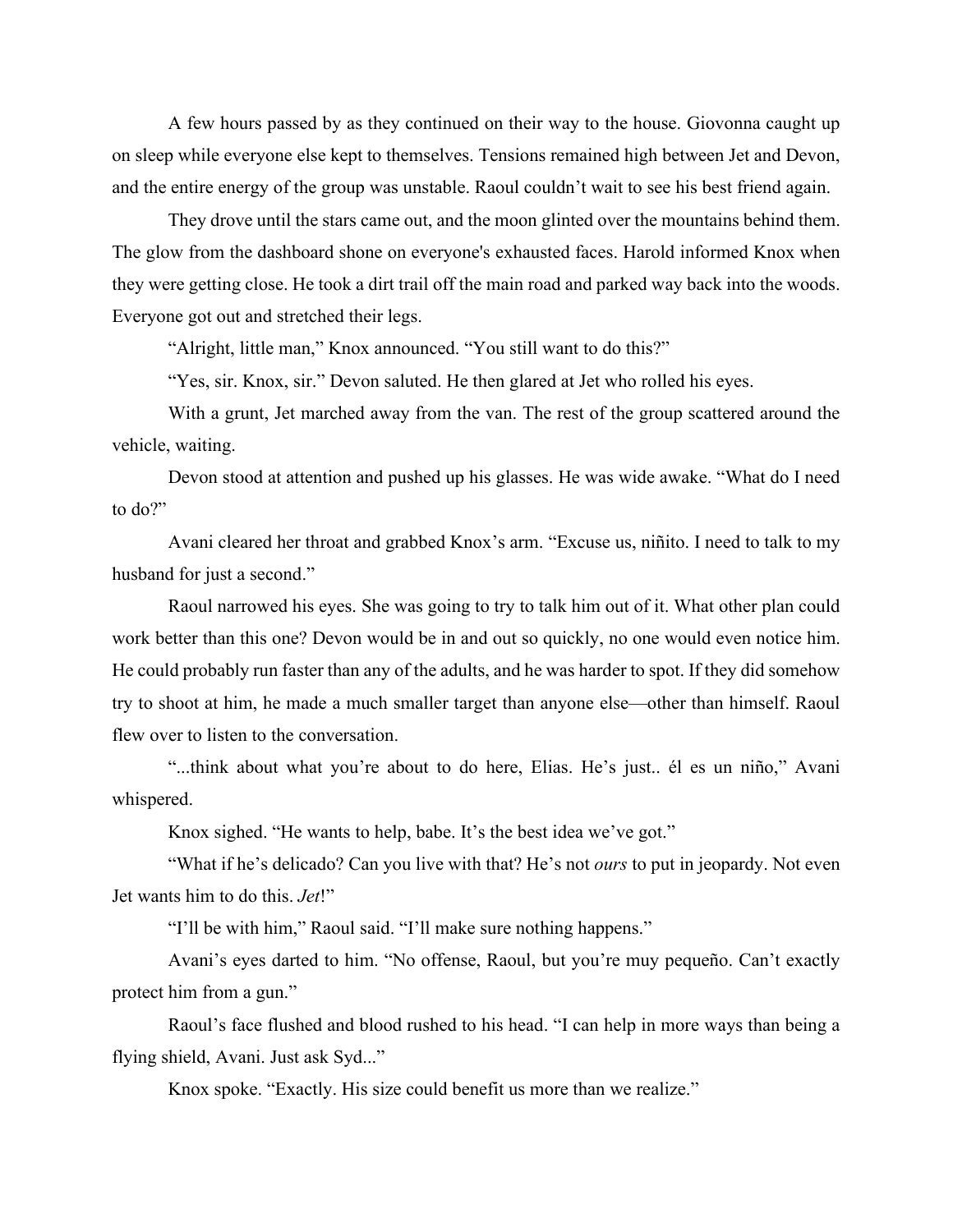A few hours passed by as they continued on their way to the house. Giovonna caught up on sleep while everyone else kept to themselves. Tensions remained high between Jet and Devon, and the entire energy of the group was unstable. Raoul couldn't wait to see his best friend again.

They drove until the stars came out, and the moon glinted over the mountains behind them. The glow from the dashboard shone on everyone's exhausted faces. Harold informed Knox when they were getting close. He took a dirt trail off the main road and parked way back into the woods. Everyone got out and stretched their legs.

"Alright, little man," Knox announced. "You still want to do this?"

"Yes, sir. Knox, sir." Devon saluted. He then glared at Jet who rolled his eyes.

With a grunt, Jet marched away from the van. The rest of the group scattered around the vehicle, waiting.

Devon stood at attention and pushed up his glasses. He was wide awake. "What do I need to do?"

Avani cleared her throat and grabbed Knox's arm. "Excuse us, niñito. I need to talk to my husband for just a second."

Raoul narrowed his eyes. She was going to try to talk him out of it. What other plan could work better than this one? Devon would be in and out so quickly, no one would even notice him. He could probably run faster than any of the adults, and he was harder to spot. If they did somehow try to shoot at him, he made a much smaller target than anyone else—other than himself. Raoul flew over to listen to the conversation.

"...think about what you're about to do here, Elias. He's just.. él es un niño," Avani whispered.

Knox sighed. "He wants to help, babe. It's the best idea we've got."

"What if he's delicado? Can you live with that? He's not *ours* to put in jeopardy. Not even Jet wants him to do this. *Jet*!"

"I'll be with him," Raoul said. "I'll make sure nothing happens."

Avani's eyes darted to him. "No offense, Raoul, but you're muy pequeño. Can't exactly protect him from a gun."

Raoul's face flushed and blood rushed to his head. "I can help in more ways than being a flying shield, Avani. Just ask Syd..."

Knox spoke. "Exactly. His size could benefit us more than we realize."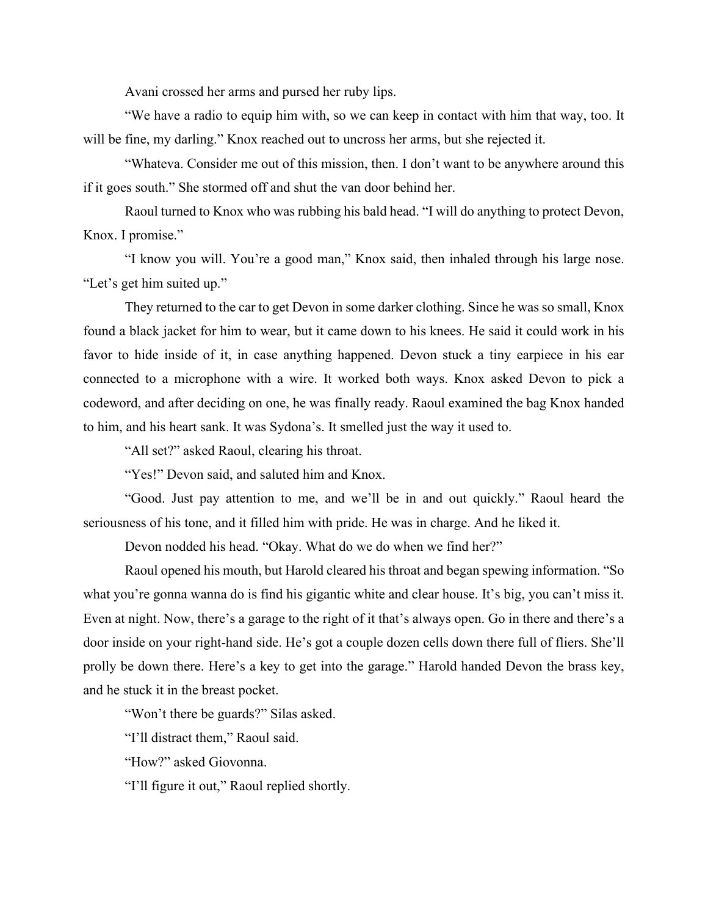Avani crossed her arms and pursed her ruby lips.

"We have a radio to equip him with, so we can keep in contact with him that way, too. It will be fine, my darling." Knox reached out to uncross her arms, but she rejected it.

"Whateva. Consider me out of this mission, then. I don't want to be anywhere around this if it goes south." She stormed off and shut the van door behind her.

Raoul turned to Knox who was rubbing his bald head. "I will do anything to protect Devon, Knox. I promise."

"I know you will. You're a good man," Knox said, then inhaled through his large nose. "Let's get him suited up."

They returned to the car to get Devon in some darker clothing. Since he was so small, Knox found a black jacket for him to wear, but it came down to his knees. He said it could work in his favor to hide inside of it, in case anything happened. Devon stuck a tiny earpiece in his ear connected to a microphone with a wire. It worked both ways. Knox asked Devon to pick a codeword, and after deciding on one, he was finally ready. Raoul examined the bag Knox handed to him, and his heart sank. It was Sydona's. It smelled just the way it used to.

"All set?" asked Raoul, clearing his throat.

"Yes!" Devon said, and saluted him and Knox.

"Good. Just pay attention to me, and we'll be in and out quickly." Raoul heard the seriousness of his tone, and it filled him with pride. He was in charge. And he liked it.

Devon nodded his head. "Okay. What do we do when we find her?"

Raoul opened his mouth, but Harold cleared his throat and began spewing information. "So what you're gonna wanna do is find his gigantic white and clear house. It's big, you can't miss it. Even at night. Now, there's a garage to the right of it that's always open. Go in there and there's a door inside on your right-hand side. He's got a couple dozen cells down there full of fliers. She'll prolly be down there. Here's a key to get into the garage." Harold handed Devon the brass key, and he stuck it in the breast pocket.

"Won't there be guards?" Silas asked.

"I'll distract them," Raoul said.

"How?" asked Giovonna.

"I'll figure it out," Raoul replied shortly.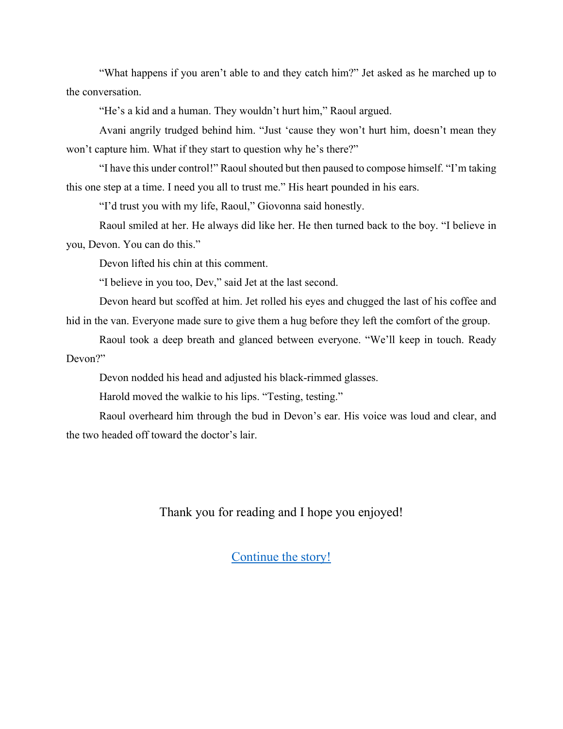"What happens if you aren't able to and they catch him?" Jet asked as he marched up to the conversation.

"He's a kid and a human. They wouldn't hurt him," Raoul argued.

Avani angrily trudged behind him. "Just 'cause they won't hurt him, doesn't mean they won't capture him. What if they start to question why he's there?"

"I have this under control!" Raoul shouted but then paused to compose himself. "I'm taking this one step at a time. I need you all to trust me." His heart pounded in his ears.

"I'd trust you with my life, Raoul," Giovonna said honestly.

Raoul smiled at her. He always did like her. He then turned back to the boy. "I believe in you, Devon. You can do this."

Devon lifted his chin at this comment.

"I believe in you too, Dev," said Jet at the last second.

Devon heard but scoffed at him. Jet rolled his eyes and chugged the last of his coffee and hid in the van. Everyone made sure to give them a hug before they left the comfort of the group.

Raoul took a deep breath and glanced between everyone. "We'll keep in touch. Ready Devon?"

Devon nodded his head and adjusted his black-rimmed glasses.

Harold moved the walkie to his lips. "Testing, testing."

Raoul overheard him through the bud in Devon's ear. His voice was loud and clear, and the two headed off toward the doctor's lair.

Thank you for reading and I hope you enjoyed!

Continue the story!